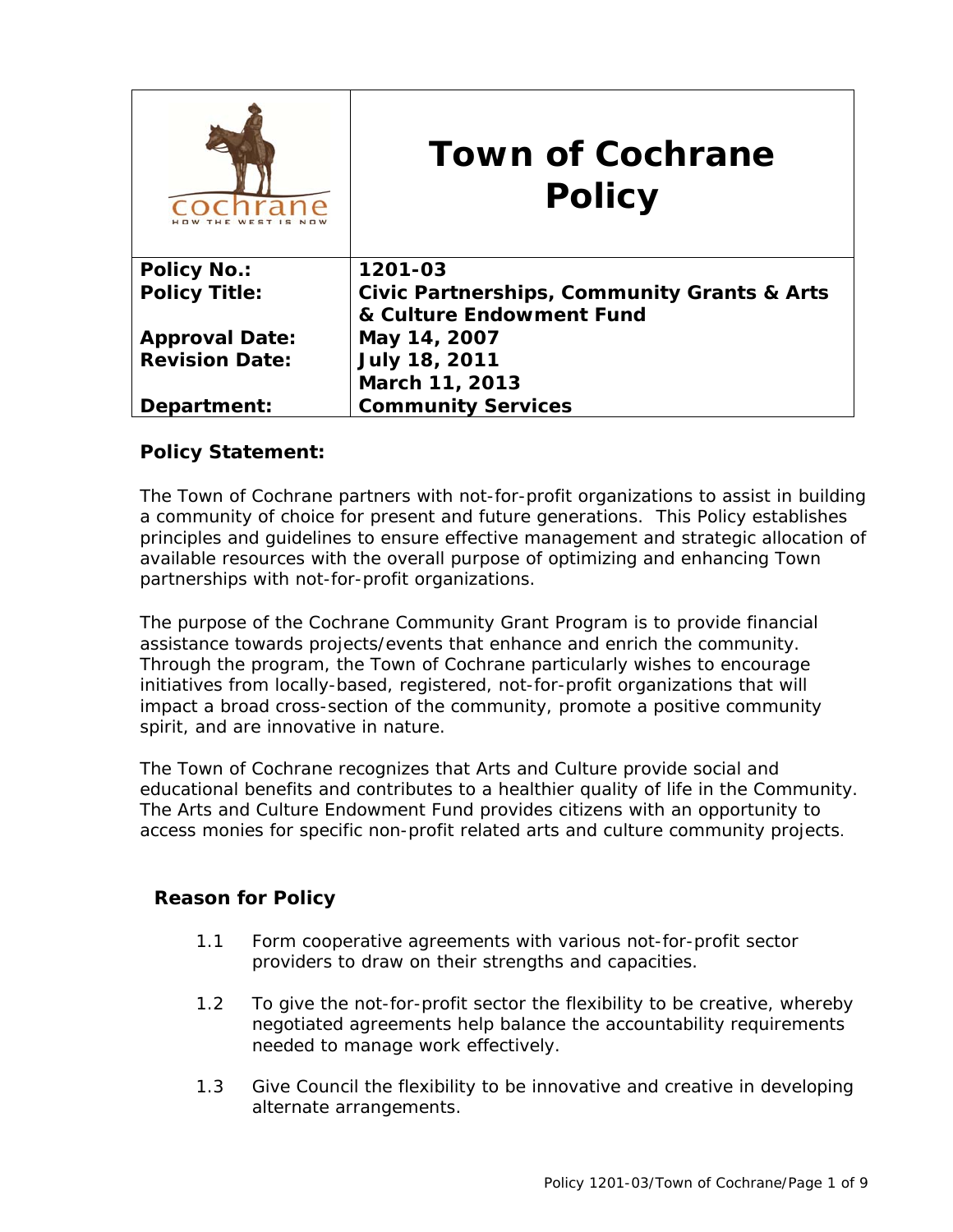# Town of Cochrane Policy

| | |
|---|---|
| **Policy No.:** | **1201-03** |
| **Policy Title:** | **Civic Partnerships, Community Grants & Arts & Culture Endowment Fund** |
| **Approval Date:** | **May 14, 2007** |
| **Revision Date:** | **July 18, 2011** <br> **March 11, 2013** |
| **Department:** | **Community Services** |

## Policy Statement:

The Town of Cochrane partners with not-for-profit organizations to assist in building a community of choice for present and future generations. This Policy establishes principles and guidelines to ensure effective management and strategic allocation of available resources with the overall purpose of optimizing and enhancing Town partnerships with not-for-profit organizations.

The purpose of the Cochrane Community Grant Program is to provide financial assistance towards projects/events that enhance and enrich the community. Through the program, the Town of Cochrane particularly wishes to encourage initiatives from locally-based, registered, not-for-profit organizations that will impact a broad cross-section of the community, promote a positive community spirit, and are innovative in nature.

The Town of Cochrane recognizes that Arts and Culture provide social and educational benefits and contributes to a healthier quality of life in the Community. The Arts and Culture Endowment Fund provides citizens with an opportunity to access monies for specific non-profit related arts and culture community projects.

## Reason for Policy

1.1 Form cooperative agreements with various not-for-profit sector providers to draw on their strengths and capacities.

1.2 To give the not-for-profit sector the flexibility to be creative, whereby negotiated agreements help balance the accountability requirements needed to manage work effectively.

1.3 Give Council the flexibility to be innovative and creative in developing alternate arrangements.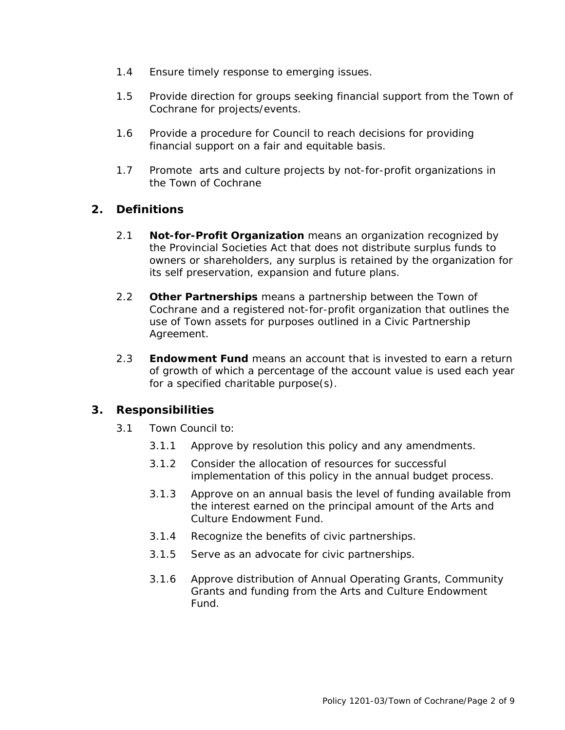1.4 Ensure timely response to emerging issues.

1.5 Provide direction for groups seeking financial support from the Town of Cochrane for projects/events.

1.6 Provide a procedure for Council to reach decisions for providing financial support on a fair and equitable basis.

1.7 Promote arts and culture projects by not-for-profit organizations in the Town of Cochrane

## 2. Definitions

2.1 **Not-for-Profit Organization** means an organization recognized by the Provincial Societies Act that does not distribute surplus funds to owners or shareholders, any surplus is retained by the organization for its self preservation, expansion and future plans.

2.2 **Other Partnerships** means a partnership between the Town of Cochrane and a registered not-for-profit organization that outlines the use of Town assets for purposes outlined in a Civic Partnership Agreement.

2.3 **Endowment Fund** means an account that is invested to earn a return of growth of which a percentage of the account value is used each year for a specified charitable purpose(s).

## 3. Responsibilities

3.1 Town Council to:

3.1.1 Approve by resolution this policy and any amendments.

3.1.2 Consider the allocation of resources for successful implementation of this policy in the annual budget process.

3.1.3 Approve on an annual basis the level of funding available from the interest earned on the principal amount of the Arts and Culture Endowment Fund.

3.1.4 Recognize the benefits of civic partnerships.

3.1.5 Serve as an advocate for civic partnerships.

3.1.6 Approve distribution of Annual Operating Grants, Community Grants and funding from the Arts and Culture Endowment Fund.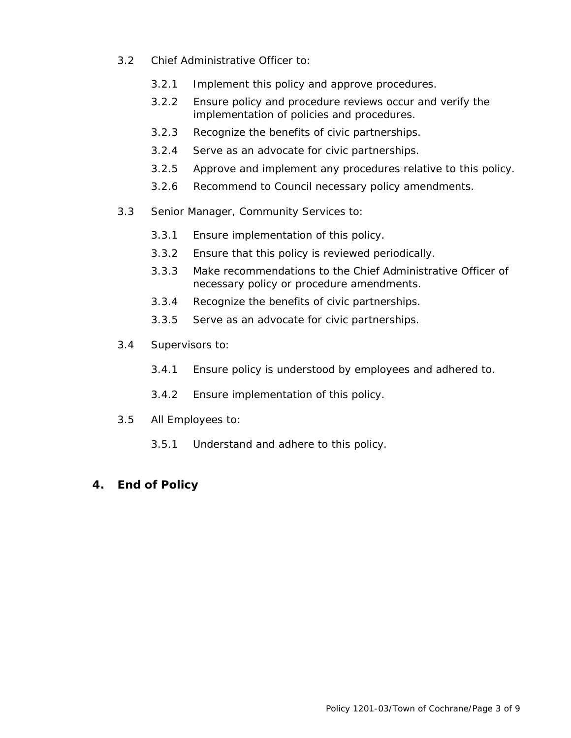3.2 Chief Administrative Officer to:

- 3.2.1 Implement this policy and approve procedures.
- 3.2.2 Ensure policy and procedure reviews occur and verify the implementation of policies and procedures.
- 3.2.3 Recognize the benefits of civic partnerships.
- 3.2.4 Serve as an advocate for civic partnerships.
- 3.2.5 Approve and implement any procedures relative to this policy.
- 3.2.6 Recommend to Council necessary policy amendments.

3.3 Senior Manager, Community Services to:

- 3.3.1 Ensure implementation of this policy.
- 3.3.2 Ensure that this policy is reviewed periodically.
- 3.3.3 Make recommendations to the Chief Administrative Officer of necessary policy or procedure amendments.
- 3.3.4 Recognize the benefits of civic partnerships.
- 3.3.5 Serve as an advocate for civic partnerships.

3.4 Supervisors to:

- 3.4.1 Ensure policy is understood by employees and adhered to.
- 3.4.2 Ensure implementation of this policy.

3.5 All Employees to:

- 3.5.1 Understand and adhere to this policy.

## 4. End of Policy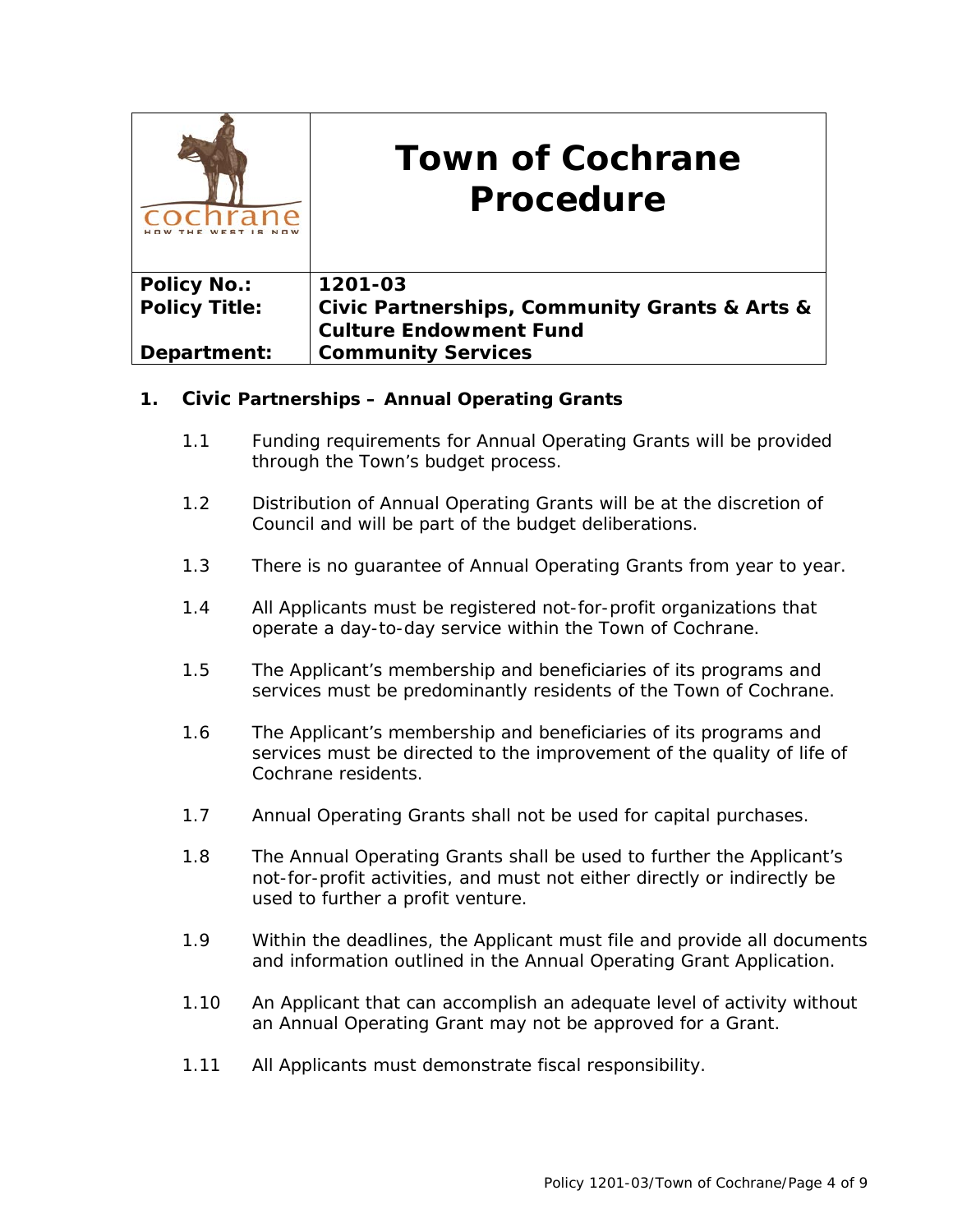# Town of Cochrane Procedure

| | |
|---|---|
| **Policy No.:** | **1201-03** |
| **Policy Title:** | **Civic Partnerships, Community Grants & Arts & Culture Endowment Fund** |
| **Department:** | **Community Services** |

## 1. Civic Partnerships – Annual Operating Grants

1.1 Funding requirements for Annual Operating Grants will be provided through the Town's budget process.

1.2 Distribution of Annual Operating Grants will be at the discretion of Council and will be part of the budget deliberations.

1.3 There is no guarantee of Annual Operating Grants from year to year.

1.4 All Applicants must be registered not-for-profit organizations that operate a day-to-day service within the Town of Cochrane.

1.5 The Applicant's membership and beneficiaries of its programs and services must be predominantly residents of the Town of Cochrane.

1.6 The Applicant's membership and beneficiaries of its programs and services must be directed to the improvement of the quality of life of Cochrane residents.

1.7 Annual Operating Grants shall not be used for capital purchases.

1.8 The Annual Operating Grants shall be used to further the Applicant's not-for-profit activities, and must not either directly or indirectly be used to further a profit venture.

1.9 Within the deadlines, the Applicant must file and provide all documents and information outlined in the Annual Operating Grant Application.

1.10 An Applicant that can accomplish an adequate level of activity without an Annual Operating Grant may not be approved for a Grant.

1.11 All Applicants must demonstrate fiscal responsibility.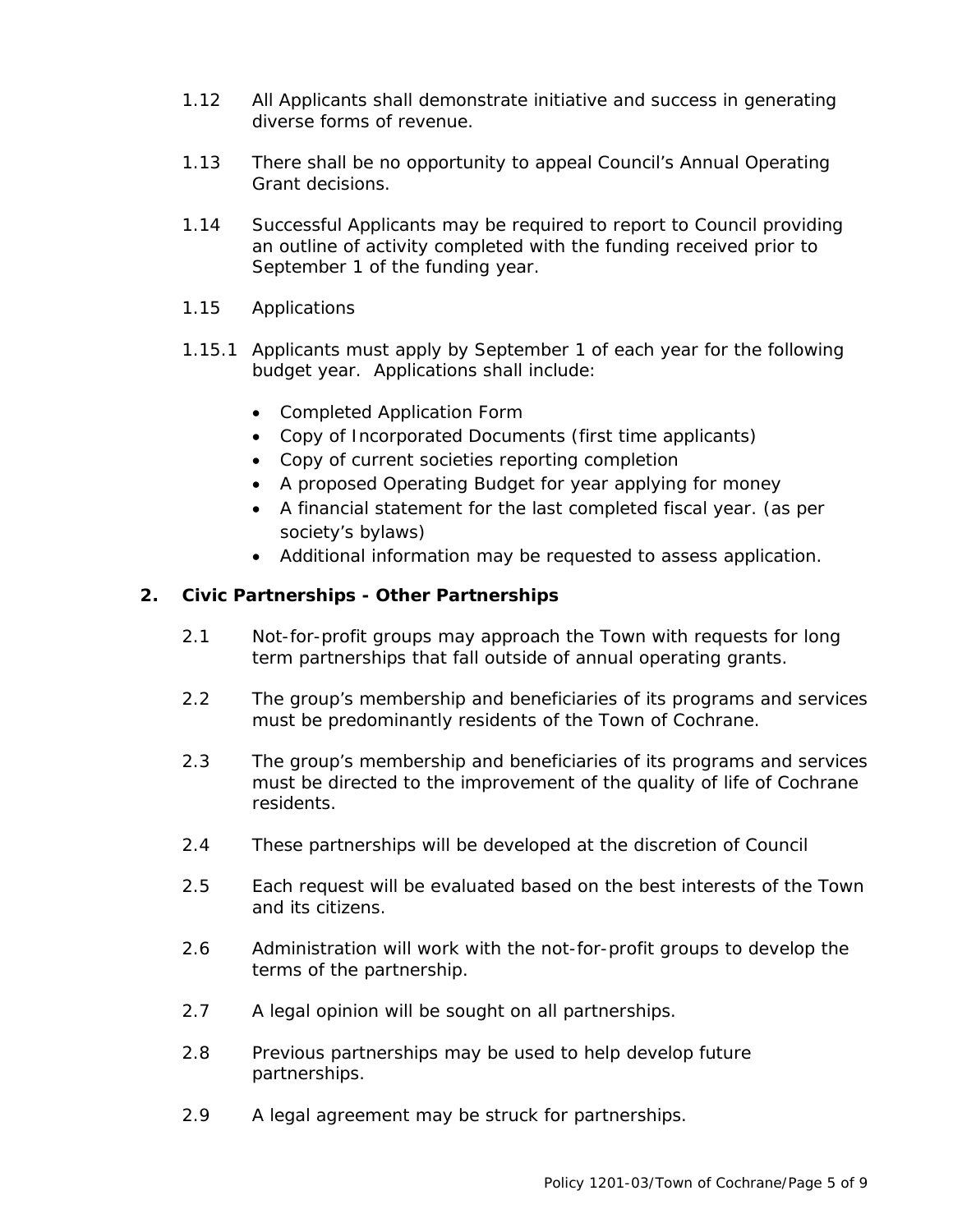1.12 All Applicants shall demonstrate initiative and success in generating diverse forms of revenue.

1.13 There shall be no opportunity to appeal Council's Annual Operating Grant decisions.

1.14 Successful Applicants may be required to report to Council providing an outline of activity completed with the funding received prior to September 1 of the funding year.

1.15 Applications

1.15.1 Applicants must apply by September 1 of each year for the following budget year. Applications shall include:

- Completed Application Form
- Copy of Incorporated Documents (first time applicants)
- Copy of current societies reporting completion
- A proposed Operating Budget for year applying for money
- A financial statement for the last completed fiscal year. (as per society's bylaws)
- Additional information may be requested to assess application.

**2. Civic Partnerships - Other Partnerships**

2.1 Not-for-profit groups may approach the Town with requests for long term partnerships that fall outside of annual operating grants.

2.2 The group's membership and beneficiaries of its programs and services must be predominantly residents of the Town of Cochrane.

2.3 The group's membership and beneficiaries of its programs and services must be directed to the improvement of the quality of life of Cochrane residents.

2.4 These partnerships will be developed at the discretion of Council

2.5 Each request will be evaluated based on the best interests of the Town and its citizens.

2.6 Administration will work with the not-for-profit groups to develop the terms of the partnership.

2.7 A legal opinion will be sought on all partnerships.

2.8 Previous partnerships may be used to help develop future partnerships.

2.9 A legal agreement may be struck for partnerships.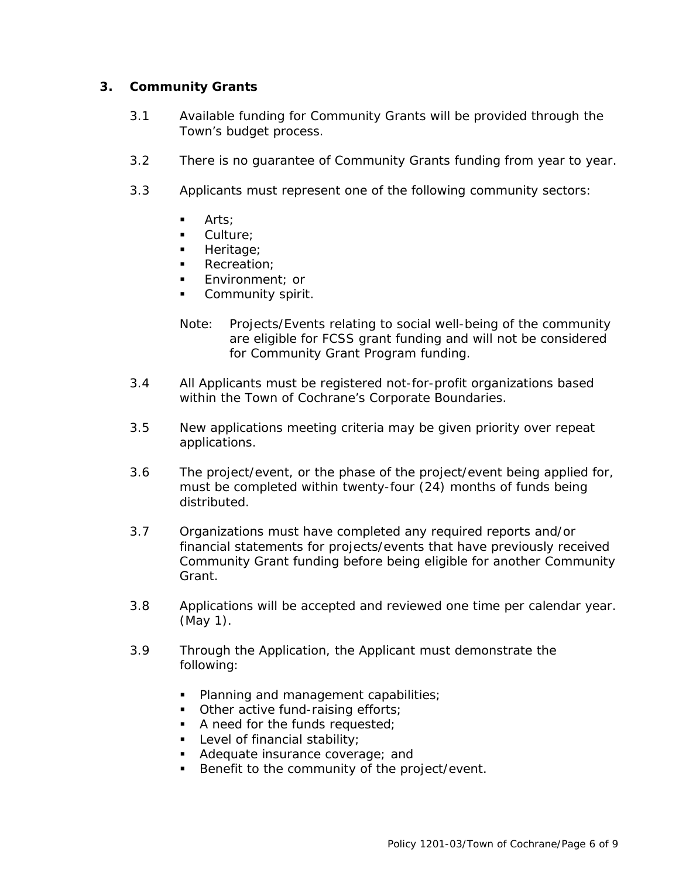## 3. Community Grants

3.1 Available funding for Community Grants will be provided through the Town's budget process.

3.2 There is no guarantee of Community Grants funding from year to year.

3.3 Applicants must represent one of the following community sectors:

- Arts;
- Culture;
- Heritage;
- Recreation;
- Environment; or
- Community spirit.

Note: Projects/Events relating to social well-being of the community are eligible for FCSS grant funding and will not be considered for Community Grant Program funding.

3.4 All Applicants must be registered not-for-profit organizations based within the Town of Cochrane's Corporate Boundaries.

3.5 New applications meeting criteria may be given priority over repeat applications.

3.6 The project/event, or the phase of the project/event being applied for, must be completed within twenty-four (24) months of funds being distributed.

3.7 Organizations must have completed any required reports and/or financial statements for projects/events that have previously received Community Grant funding before being eligible for another Community Grant.

3.8 Applications will be accepted and reviewed one time per calendar year. (May 1).

3.9 Through the Application, the Applicant must demonstrate the following:

- Planning and management capabilities;
- Other active fund-raising efforts;
- A need for the funds requested;
- Level of financial stability;
- Adequate insurance coverage; and
- Benefit to the community of the project/event.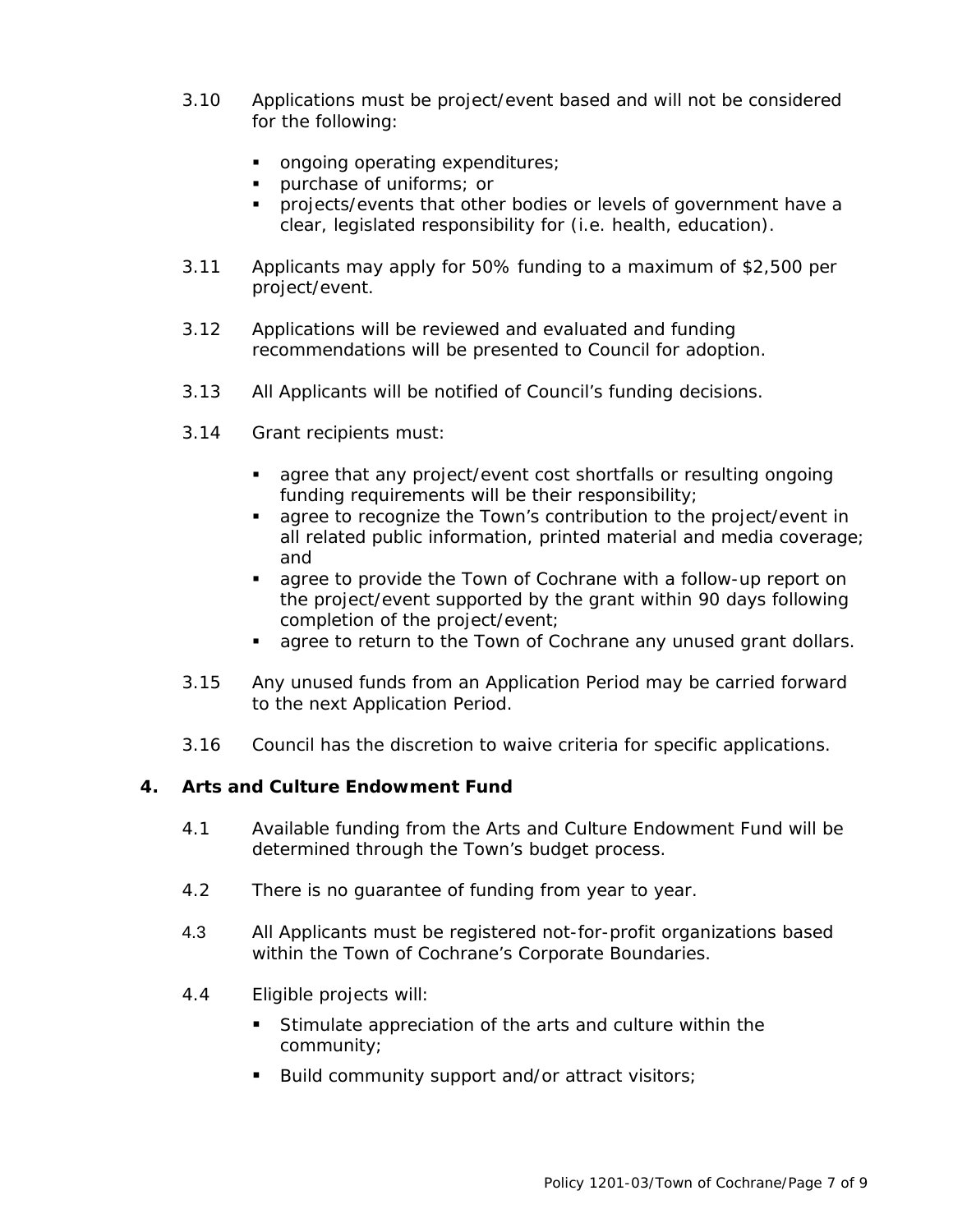3.10 Applications must be project/event based and will not be considered for the following:

- ongoing operating expenditures;
- purchase of uniforms; or
- projects/events that other bodies or levels of government have a clear, legislated responsibility for (i.e. health, education).

3.11 Applicants may apply for 50% funding to a maximum of $2,500 per project/event.

3.12 Applications will be reviewed and evaluated and funding recommendations will be presented to Council for adoption.

3.13 All Applicants will be notified of Council's funding decisions.

3.14 Grant recipients must:

- agree that any project/event cost shortfalls or resulting ongoing funding requirements will be their responsibility;
- agree to recognize the Town's contribution to the project/event in all related public information, printed material and media coverage; and
- agree to provide the Town of Cochrane with a follow-up report on the project/event supported by the grant within 90 days following completion of the project/event;
- agree to return to the Town of Cochrane any unused grant dollars.

3.15 Any unused funds from an Application Period may be carried forward to the next Application Period.

3.16 Council has the discretion to waive criteria for specific applications.

## 4. Arts and Culture Endowment Fund

4.1 Available funding from the Arts and Culture Endowment Fund will be determined through the Town's budget process.

4.2 There is no guarantee of funding from year to year.

4.3 All Applicants must be registered not-for-profit organizations based within the Town of Cochrane's Corporate Boundaries.

4.4 Eligible projects will:

- Stimulate appreciation of the arts and culture within the community;
- Build community support and/or attract visitors;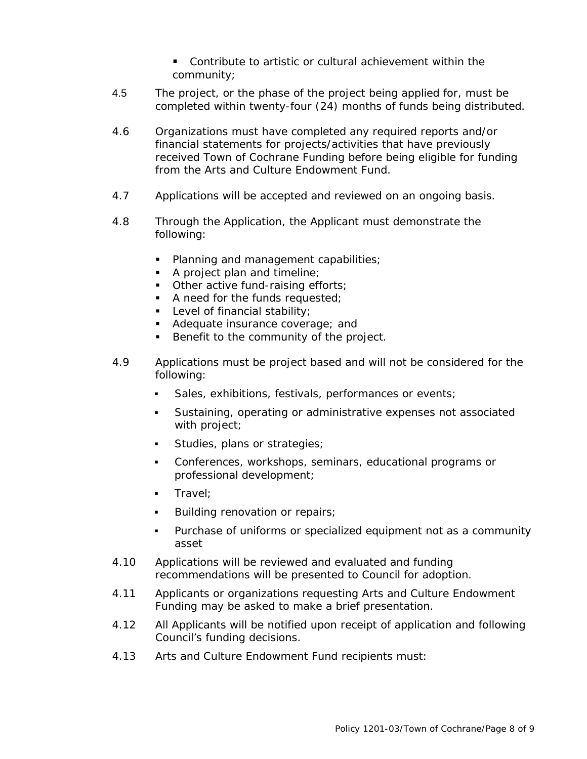- Contribute to artistic or cultural achievement within the community;

4.5 The project, or the phase of the project being applied for, must be completed within twenty-four (24) months of funds being distributed.

4.6 Organizations must have completed any required reports and/or financial statements for projects/activities that have previously received Town of Cochrane Funding before being eligible for funding from the Arts and Culture Endowment Fund.

4.7 Applications will be accepted and reviewed on an ongoing basis.

4.8 Through the Application, the Applicant must demonstrate the following:

- Planning and management capabilities;
- A project plan and timeline;
- Other active fund-raising efforts;
- A need for the funds requested;
- Level of financial stability;
- Adequate insurance coverage; and
- Benefit to the community of the project.

4.9 Applications must be project based and will not be considered for the following:

- Sales, exhibitions, festivals, performances or events;
- Sustaining, operating or administrative expenses not associated with project;
- Studies, plans or strategies;
- Conferences, workshops, seminars, educational programs or professional development;
- Travel;
- Building renovation or repairs;
- Purchase of uniforms or specialized equipment not as a community asset

4.10 Applications will be reviewed and evaluated and funding recommendations will be presented to Council for adoption.

4.11 Applicants or organizations requesting Arts and Culture Endowment Funding may be asked to make a brief presentation.

4.12 All Applicants will be notified upon receipt of application and following Council's funding decisions.

4.13 Arts and Culture Endowment Fund recipients must: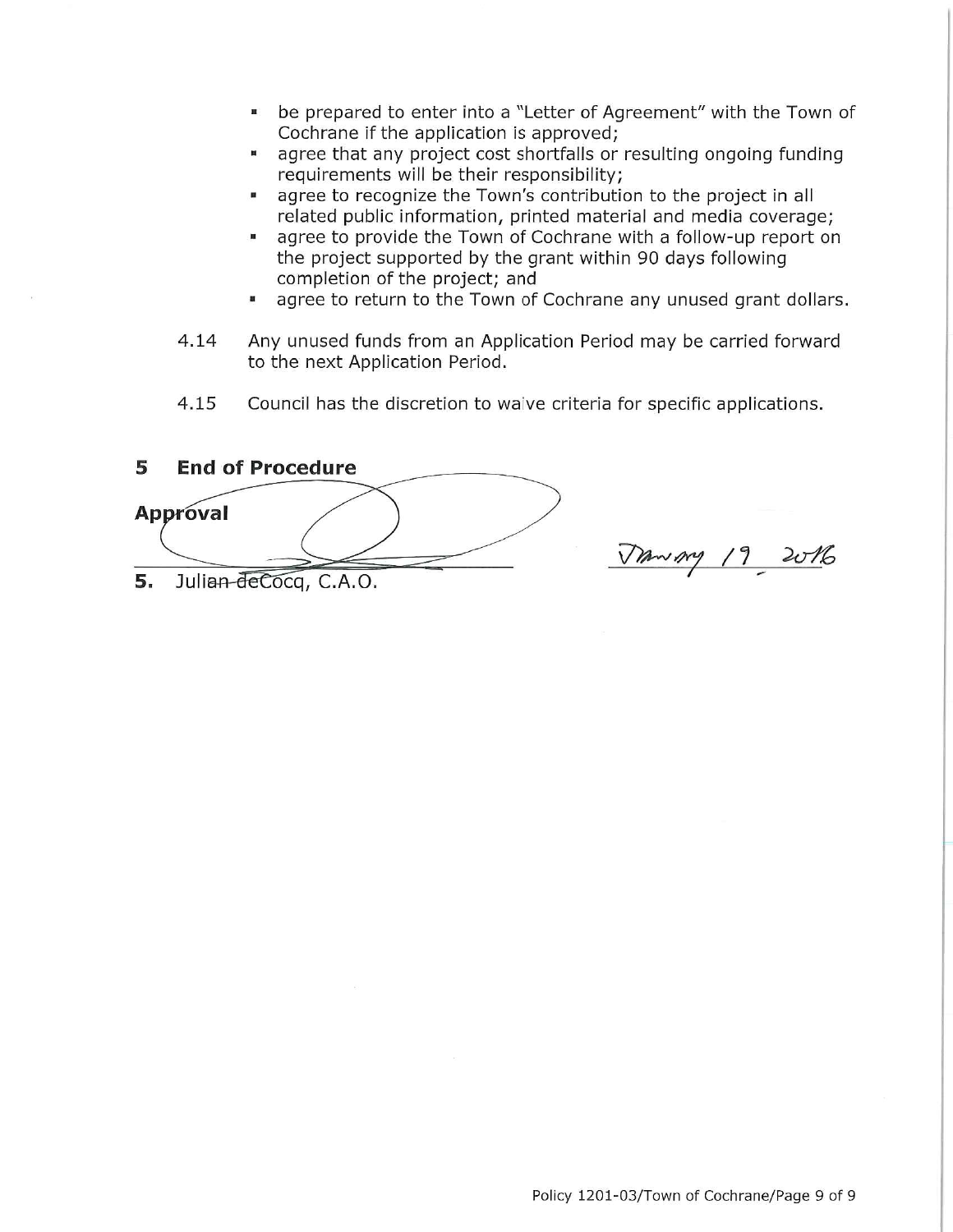- be prepared to enter into a "Letter of Agreement" with the Town of Cochrane if the application is approved;
- agree that any project cost shortfalls or resulting ongoing funding requirements will be their responsibility;
- agree to recognize the Town's contribution to the project in all related public information, printed material and media coverage;
- agree to provide the Town of Cochrane with a follow-up report on the project supported by the grant within 90 days following completion of the project; and
- agree to return to the Town of Cochrane any unused grant dollars.

4.14 Any unused funds from an Application Period may be carried forward to the next Application Period.

4.15 Council has the discretion to waive criteria for specific applications.

## 5 End of Procedure

**Approval**

January 19 2016

5. Julian deCocq, C.A.O.